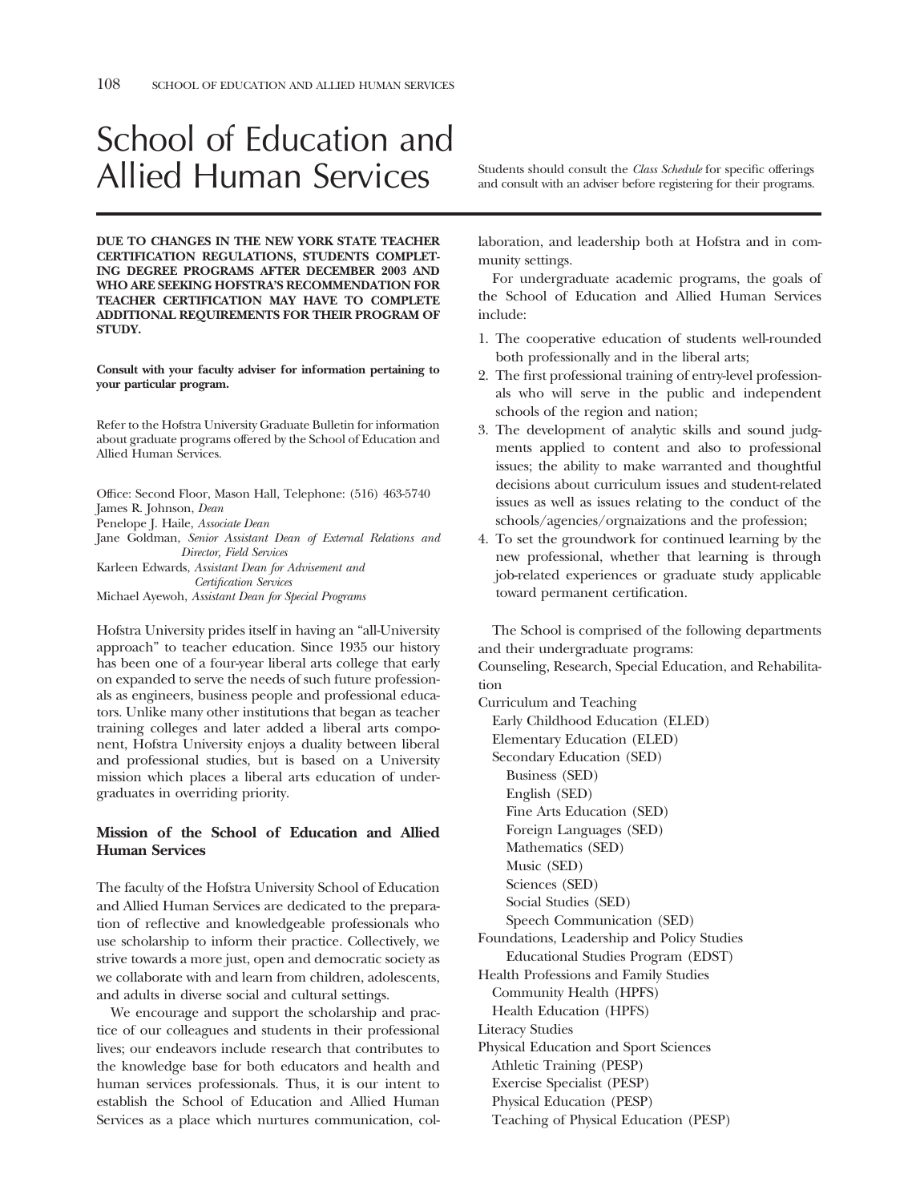# School of Education and Allied Human Services

Students should consult the *Class Schedule* for specific offerings and consult with an adviser before registering for their programs.

**DUE TO CHANGES IN THE NEW YORK STATE TEACHER CERTIFICATION REGULATIONS, STUDENTS COMPLETING DEGREE PROGRAMS AFTER DECEMBER 2003 AND WHO ARE SEEKING HOFSTRA'S RECOMMENDATION FOR TEACHER CERTIFICATION MAY HAVE TO COMPLETE ADDITIONAL REQUIREMENTS FOR THEIR PROGRAM OF STUDY.**

**Consult with your faculty adviser for information pertaining to your particular program.**

Refer to the Hofstra University Graduate Bulletin for information about graduate programs offered by the School of Education and Allied Human Services.

Office: Second Floor, Mason Hall, Telephone: (516) 463-5740
James R. Johnson, *Dean*
Penelope J. Haile, *Associate Dean*
Jane Goldman, *Senior Assistant Dean of External Relations and Director, Field Services*
Karleen Edwards, *Assistant Dean for Advisement and Certification Services*
Michael Ayewoh, *Assistant Dean for Special Programs*

Hofstra University prides itself in having an "all-University approach" to teacher education. Since 1935 our history has been one of a four-year liberal arts college that early on expanded to serve the needs of such future professionals as engineers, business people and professional educators. Unlike many other institutions that began as teacher training colleges and later added a liberal arts component, Hofstra University enjoys a duality between liberal and professional studies, but is based on a University mission which places a liberal arts education of undergraduates in overriding priority.

### Mission of the School of Education and Allied Human Services

The faculty of the Hofstra University School of Education and Allied Human Services are dedicated to the preparation of reflective and knowledgeable professionals who use scholarship to inform their practice. Collectively, we strive towards a more just, open and democratic society as we collaborate with and learn from children, adolescents, and adults in diverse social and cultural settings.

We encourage and support the scholarship and practice of our colleagues and students in their professional lives; our endeavors include research that contributes to the knowledge base for both educators and health and human services professionals. Thus, it is our intent to establish the School of Education and Allied Human Services as a place which nurtures communication, collaboration, and leadership both at Hofstra and in community settings.

For undergraduate academic programs, the goals of the School of Education and Allied Human Services include:

1. The cooperative education of students well-rounded both professionally and in the liberal arts;
2. The first professional training of entry-level professionals who will serve in the public and independent schools of the region and nation;
3. The development of analytic skills and sound judgments applied to content and also to professional issues; the ability to make warranted and thoughtful decisions about curriculum issues and student-related issues as well as issues relating to the conduct of the schools/agencies/orgnaizations and the profession;
4. To set the groundwork for continued learning by the new professional, whether that learning is through job-related experiences or graduate study applicable toward permanent certification.

The School is comprised of the following departments and their undergraduate programs:

Counseling, Research, Special Education, and Rehabilitation

Curriculum and Teaching
- Early Childhood Education (ELED)
- Elementary Education (ELED)
- Secondary Education (SED)
  - Business (SED)
  - English (SED)
  - Fine Arts Education (SED)
  - Foreign Languages (SED)
  - Mathematics (SED)
  - Music (SED)
  - Sciences (SED)
  - Social Studies (SED)
  - Speech Communication (SED)

Foundations, Leadership and Policy Studies
- Educational Studies Program (EDST)

Health Professions and Family Studies
- Community Health (HPFS)
- Health Education (HPFS)

Literacy Studies

Physical Education and Sport Sciences
- Athletic Training (PESP)
- Exercise Specialist (PESP)
- Physical Education (PESP)
- Teaching of Physical Education (PESP)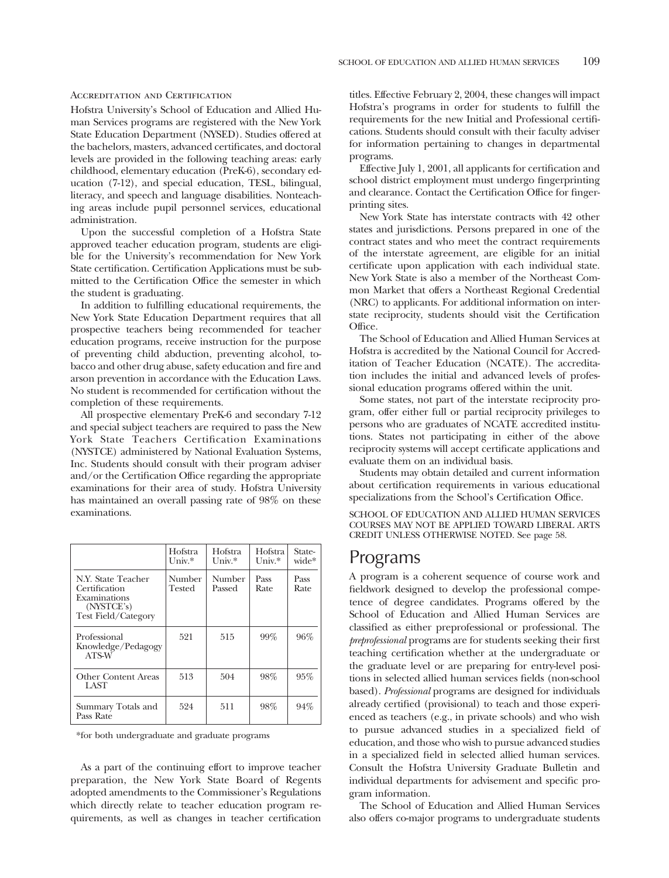### Accreditation and Certification

Hofstra University's School of Education and Allied Human Services programs are registered with the New York State Education Department (NYSED). Studies offered at the bachelors, masters, advanced certificates, and doctoral levels are provided in the following teaching areas: early childhood, elementary education (PreK-6), secondary education (7-12), and special education, TESL, bilingual, literacy, and speech and language disabilities. Nonteaching areas include pupil personnel services, educational administration.

Upon the successful completion of a Hofstra State approved teacher education program, students are eligible for the University's recommendation for New York State certification. Certification Applications must be submitted to the Certification Office the semester in which the student is graduating.

In addition to fulfilling educational requirements, the New York State Education Department requires that all prospective teachers being recommended for teacher education programs, receive instruction for the purpose of preventing child abduction, preventing alcohol, tobacco and other drug abuse, safety education and fire and arson prevention in accordance with the Education Laws. No student is recommended for certification without the completion of these requirements.

All prospective elementary PreK-6 and secondary 7-12 and special subject teachers are required to pass the New York State Teachers Certification Examinations (NYSTCE) administered by National Evaluation Systems, Inc. Students should consult with their program adviser and/or the Certification Office regarding the appropriate examinations for their area of study. Hofstra University has maintained an overall passing rate of 98% on these examinations.

| | Hofstra Univ.* | Hofstra Univ.* | Hofstra Univ.* | Statewide* |
|---|---|---|---|---|
| N.Y. State Teacher Certification Examinations (NYSTCE's) Test Field/Category | Number Tested | Number Passed | Pass Rate | Pass Rate |
| Professional Knowledge/Pedagogy ATS-W | 521 | 515 | 99% | 96% |
| Other Content Areas LAST | 513 | 504 | 98% | 95% |
| Summary Totals and Pass Rate | 524 | 511 | 98% | 94% |

*for both undergraduate and graduate programs

As a part of the continuing effort to improve teacher preparation, the New York State Board of Regents adopted amendments to the Commissioner's Regulations which directly relate to teacher education program requirements, as well as changes in teacher certification titles. Effective February 2, 2004, these changes will impact Hofstra's programs in order for students to fulfill the requirements for the new Initial and Professional certifications. Students should consult with their faculty adviser for information pertaining to changes in departmental programs.

Effective July 1, 2001, all applicants for certification and school district employment must undergo fingerprinting and clearance. Contact the Certification Office for fingerprinting sites.

New York State has interstate contracts with 42 other states and jurisdictions. Persons prepared in one of the contract states and who meet the contract requirements of the interstate agreement, are eligible for an initial certificate upon application with each individual state. New York State is also a member of the Northeast Common Market that offers a Northeast Regional Credential (NRC) to applicants. For additional information on interstate reciprocity, students should visit the Certification Office.

The School of Education and Allied Human Services at Hofstra is accredited by the National Council for Accreditation of Teacher Education (NCATE). The accreditation includes the initial and advanced levels of professional education programs offered within the unit.

Some states, not part of the interstate reciprocity program, offer either full or partial reciprocity privileges to persons who are graduates of NCATE accredited institutions. States not participating in either of the above reciprocity systems will accept certificate applications and evaluate them on an individual basis.

Students may obtain detailed and current information about certification requirements in various educational specializations from the School's Certification Office.

SCHOOL OF EDUCATION AND ALLIED HUMAN SERVICES COURSES MAY NOT BE APPLIED TOWARD LIBERAL ARTS CREDIT UNLESS OTHERWISE NOTED. See page 58.

## Programs

A program is a coherent sequence of course work and fieldwork designed to develop the professional competence of degree candidates. Programs offered by the School of Education and Allied Human Services are classified as either preprofessional or professional. The *preprofessional* programs are for students seeking their first teaching certification whether at the undergraduate or the graduate level or are preparing for entry-level positions in selected allied human services fields (non-school based). *Professional* programs are designed for individuals already certified (provisional) to teach and those experienced as teachers (e.g., in private schools) and who wish to pursue advanced studies in a specialized field of education, and those who wish to pursue advanced studies in a specialized field in selected allied human services. Consult the Hofstra University Graduate Bulletin and individual departments for advisement and specific program information.

The School of Education and Allied Human Services also offers co-major programs to undergraduate students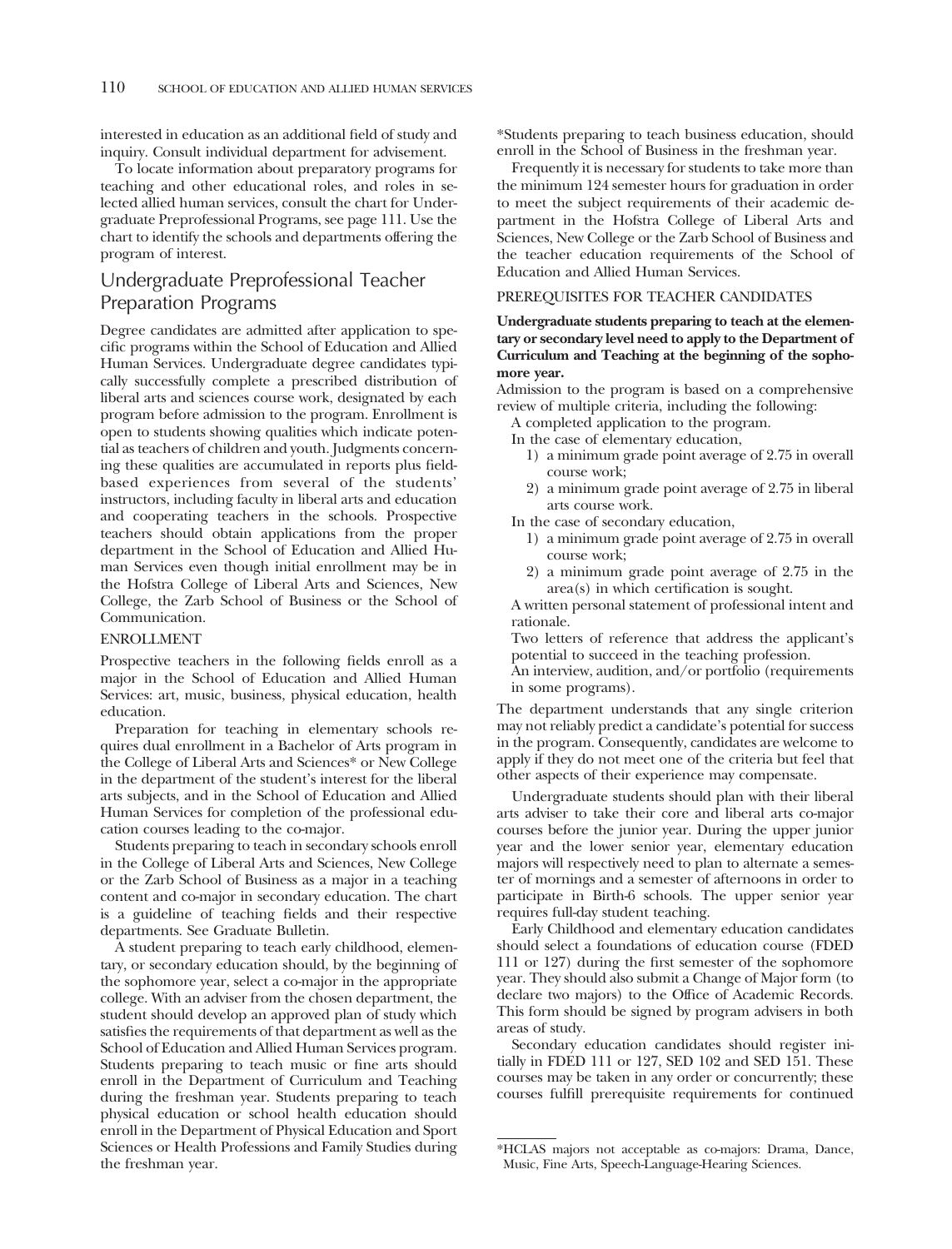interested in education as an additional field of study and inquiry. Consult individual department for advisement.

To locate information about preparatory programs for teaching and other educational roles, and roles in selected allied human services, consult the chart for Undergraduate Preprofessional Programs, see page 111. Use the chart to identify the schools and departments offering the program of interest.

## Undergraduate Preprofessional Teacher Preparation Programs

Degree candidates are admitted after application to specific programs within the School of Education and Allied Human Services. Undergraduate degree candidates typically successfully complete a prescribed distribution of liberal arts and sciences course work, designated by each program before admission to the program. Enrollment is open to students showing qualities which indicate potential as teachers of children and youth. Judgments concerning these qualities are accumulated in reports plus field-based experiences from several of the students' instructors, including faculty in liberal arts and education and cooperating teachers in the schools. Prospective teachers should obtain applications from the proper department in the School of Education and Allied Human Services even though initial enrollment may be in the Hofstra College of Liberal Arts and Sciences, New College, the Zarb School of Business or the School of Communication.

### ENROLLMENT

Prospective teachers in the following fields enroll as a major in the School of Education and Allied Human Services: art, music, business, physical education, health education.

Preparation for teaching in elementary schools requires dual enrollment in a Bachelor of Arts program in the College of Liberal Arts and Sciences* or New College in the department of the student's interest for the liberal arts subjects, and in the School of Education and Allied Human Services for completion of the professional education courses leading to the co-major.

Students preparing to teach in secondary schools enroll in the College of Liberal Arts and Sciences, New College or the Zarb School of Business as a major in a teaching content and co-major in secondary education. The chart is a guideline of teaching fields and their respective departments. See Graduate Bulletin.

A student preparing to teach early childhood, elementary, or secondary education should, by the beginning of the sophomore year, select a co-major in the appropriate college. With an adviser from the chosen department, the student should develop an approved plan of study which satisfies the requirements of that department as well as the School of Education and Allied Human Services program. Students preparing to teach music or fine arts should enroll in the Department of Curriculum and Teaching during the freshman year. Students preparing to teach physical education or school health education should enroll in the Department of Physical Education and Sport Sciences or Health Professions and Family Studies during the freshman year.

*Students preparing to teach business education, should enroll in the School of Business in the freshman year.

Frequently it is necessary for students to take more than the minimum 124 semester hours for graduation in order to meet the subject requirements of their academic department in the Hofstra College of Liberal Arts and Sciences, New College or the Zarb School of Business and the teacher education requirements of the School of Education and Allied Human Services.

### PREREQUISITES FOR TEACHER CANDIDATES

**Undergraduate students preparing to teach at the elementary or secondary level need to apply to the Department of Curriculum and Teaching at the beginning of the sophomore year.**

Admission to the program is based on a comprehensive review of multiple criteria, including the following:

A completed application to the program.

In the case of elementary education,

1) a minimum grade point average of 2.75 in overall course work;
2) a minimum grade point average of 2.75 in liberal arts course work.

In the case of secondary education,

1) a minimum grade point average of 2.75 in overall course work;
2) a minimum grade point average of 2.75 in the area(s) in which certification is sought.

A written personal statement of professional intent and rationale.

Two letters of reference that address the applicant's potential to succeed in the teaching profession.

An interview, audition, and/or portfolio (requirements in some programs).

The department understands that any single criterion may not reliably predict a candidate's potential for success in the program. Consequently, candidates are welcome to apply if they do not meet one of the criteria but feel that other aspects of their experience may compensate.

Undergraduate students should plan with their liberal arts adviser to take their core and liberal arts co-major courses before the junior year. During the upper junior year and the lower senior year, elementary education majors will respectively need to plan to alternate a semester of mornings and a semester of afternoons in order to participate in Birth-6 schools. The upper senior year requires full-day student teaching.

Early Childhood and elementary education candidates should select a foundations of education course (FDED 111 or 127) during the first semester of the sophomore year. They should also submit a Change of Major form (to declare two majors) to the Office of Academic Records. This form should be signed by program advisers in both areas of study.

Secondary education candidates should register initially in FDED 111 or 127, SED 102 and SED 151. These courses may be taken in any order or concurrently; these courses fulfill prerequisite requirements for continued

*HCLAS majors not acceptable as co-majors: Drama, Dance, Music, Fine Arts, Speech-Language-Hearing Sciences.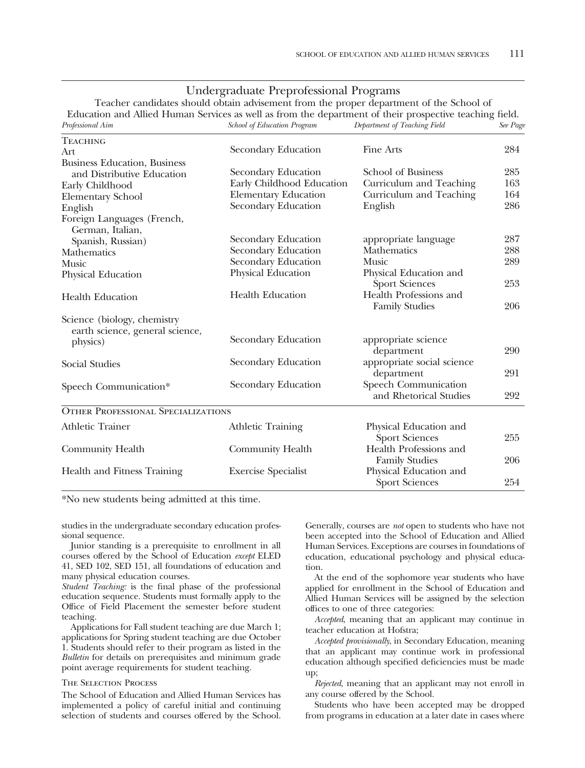## Undergraduate Preprofessional Programs

Teacher candidates should obtain advisement from the proper department of the School of Education and Allied Human Services as well as from the department of their prospective teaching field.

| *Professional Aim* | *School of Education Program* | *Department of Teaching Field* | *See Page* |
|---|---|---|---|
| **Teaching** | | | |
| Art | Secondary Education | Fine Arts | 284 |
| Business Education, Business and Distributive Education | Secondary Education | School of Business | 285 |
| Early Childhood | Early Childhood Education | Curriculum and Teaching | 163 |
| Elementary School | Elementary Education | Curriculum and Teaching | 164 |
| English | Secondary Education | English | 286 |
| Foreign Languages (French, German, Italian, Spanish, Russian) | Secondary Education | appropriate language | 287 |
| Mathematics | Secondary Education | Mathematics | 288 |
| Music | Secondary Education | Music | 289 |
| Physical Education | Physical Education | Physical Education and Sport Sciences | 253 |
| Health Education | Health Education | Health Professions and Family Studies | 206 |
| Science (biology, chemistry earth science, general science, physics) | Secondary Education | appropriate science department | 290 |
| Social Studies | Secondary Education | appropriate social science department | 291 |
| Speech Communication* | Secondary Education | Speech Communication and Rhetorical Studies | 292 |
| **Other Professional Specializations** | | | |
| Athletic Trainer | Athletic Training | Physical Education and Sport Sciences | 255 |
| Community Health | Community Health | Health Professions and Family Studies | 206 |
| Health and Fitness Training | Exercise Specialist | Physical Education and Sport Sciences | 254 |

*No new students being admitted at this time.

studies in the undergraduate secondary education professional sequence.

Junior standing is a prerequisite to enrollment in all courses offered by the School of Education *except* ELED 41, SED 102, SED 151, all foundations of education and many physical education courses.

*Student Teaching:* is the final phase of the professional education sequence. Students must formally apply to the Office of Field Placement the semester before student teaching.

Applications for Fall student teaching are due March 1; applications for Spring student teaching are due October 1. Students should refer to their program as listed in the *Bulletin* for details on prerequisites and minimum grade point average requirements for student teaching.

### The Selection Process

The School of Education and Allied Human Services has implemented a policy of careful initial and continuing selection of students and courses offered by the School. Generally, courses are *not* open to students who have not been accepted into the School of Education and Allied Human Services. Exceptions are courses in foundations of education, educational psychology and physical education.

At the end of the sophomore year students who have applied for enrollment in the School of Education and Allied Human Services will be assigned by the selection offices to one of three categories:

*Accepted*, meaning that an applicant may continue in teacher education at Hofstra;

*Accepted provisionally*, in Secondary Education, meaning that an applicant may continue work in professional education although specified deficiencies must be made up;

*Rejected*, meaning that an applicant may not enroll in any course offered by the School.

Students who have been accepted may be dropped from programs in education at a later date in cases where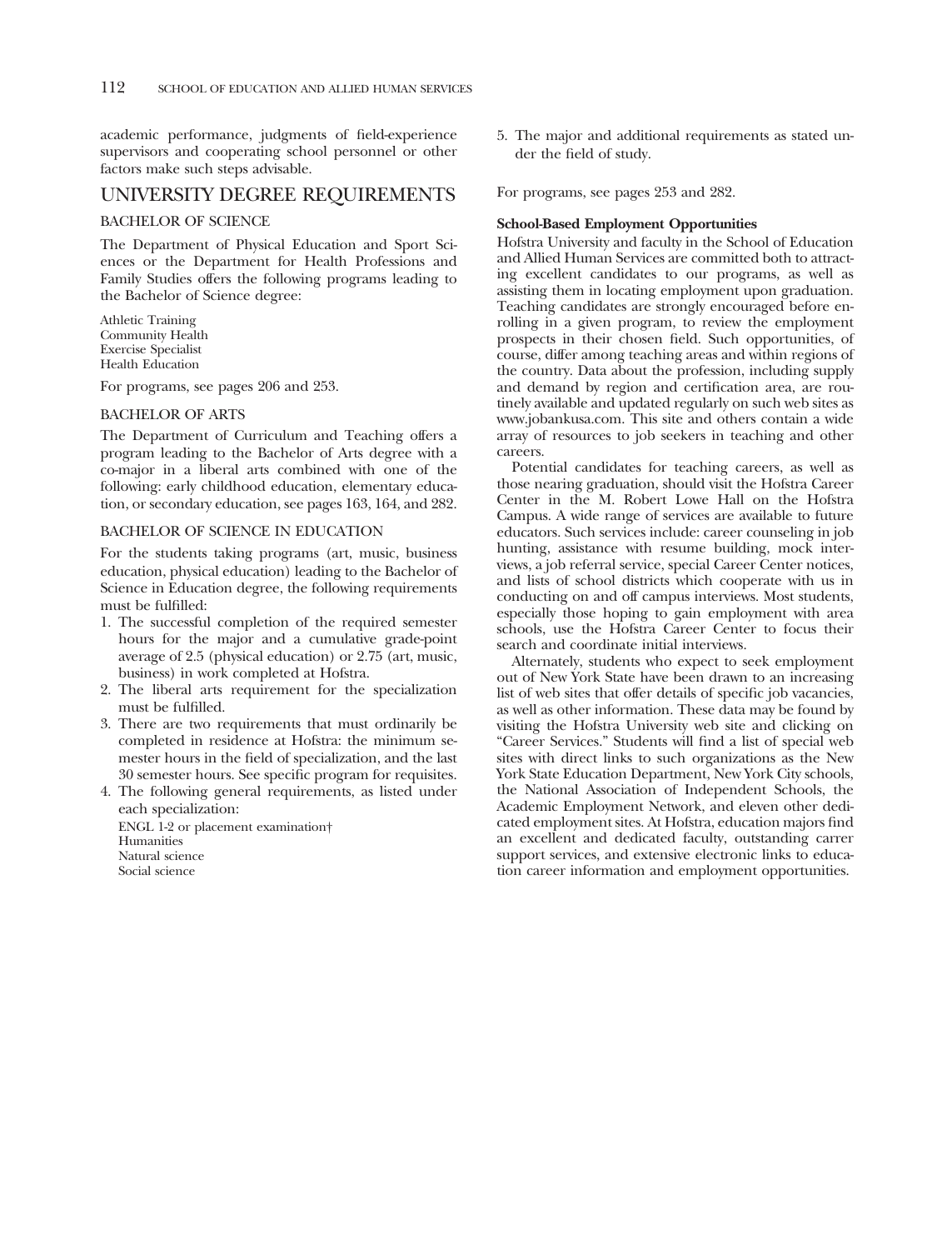academic performance, judgments of field-experience supervisors and cooperating school personnel or other factors make such steps advisable.

## UNIVERSITY DEGREE REQUIREMENTS

### BACHELOR OF SCIENCE

The Department of Physical Education and Sport Sciences or the Department for Health Professions and Family Studies offers the following programs leading to the Bachelor of Science degree:

Athletic Training
Community Health
Exercise Specialist
Health Education

For programs, see pages 206 and 253.

### BACHELOR OF ARTS

The Department of Curriculum and Teaching offers a program leading to the Bachelor of Arts degree with a co-major in a liberal arts combined with one of the following: early childhood education, elementary education, or secondary education, see pages 163, 164, and 282.

### BACHELOR OF SCIENCE IN EDUCATION

For the students taking programs (art, music, business education, physical education) leading to the Bachelor of Science in Education degree, the following requirements must be fulfilled:

1. The successful completion of the required semester hours for the major and a cumulative grade-point average of 2.5 (physical education) or 2.75 (art, music, business) in work completed at Hofstra.
2. The liberal arts requirement for the specialization must be fulfilled.
3. There are two requirements that must ordinarily be completed in residence at Hofstra: the minimum semester hours in the field of specialization, and the last 30 semester hours. See specific program for requisites.
4. The following general requirements, as listed under each specialization:
   ENGL 1-2 or placement examination†
   Humanities
   Natural science
   Social science
5. The major and additional requirements as stated under the field of study.

For programs, see pages 253 and 282.

**School-Based Employment Opportunities**

Hofstra University and faculty in the School of Education and Allied Human Services are committed both to attracting excellent candidates to our programs, as well as assisting them in locating employment upon graduation. Teaching candidates are strongly encouraged before enrolling in a given program, to review the employment prospects in their chosen field. Such opportunities, of course, differ among teaching areas and within regions of the country. Data about the profession, including supply and demand by region and certification area, are routinely available and updated regularly on such web sites as www.jobankusa.com. This site and others contain a wide array of resources to job seekers in teaching and other careers.

Potential candidates for teaching careers, as well as those nearing graduation, should visit the Hofstra Career Center in the M. Robert Lowe Hall on the Hofstra Campus. A wide range of services are available to future educators. Such services include: career counseling in job hunting, assistance with resume building, mock interviews, a job referral service, special Career Center notices, and lists of school districts which cooperate with us in conducting on and off campus interviews. Most students, especially those hoping to gain employment with area schools, use the Hofstra Career Center to focus their search and coordinate initial interviews.

Alternately, students who expect to seek employment out of New York State have been drawn to an increasing list of web sites that offer details of specific job vacancies, as well as other information. These data may be found by visiting the Hofstra University web site and clicking on "Career Services." Students will find a list of special web sites with direct links to such organizations as the New York State Education Department, New York City schools, the National Association of Independent Schools, the Academic Employment Network, and eleven other dedicated employment sites. At Hofstra, education majors find an excellent and dedicated faculty, outstanding carrer support services, and extensive electronic links to education career information and employment opportunities.